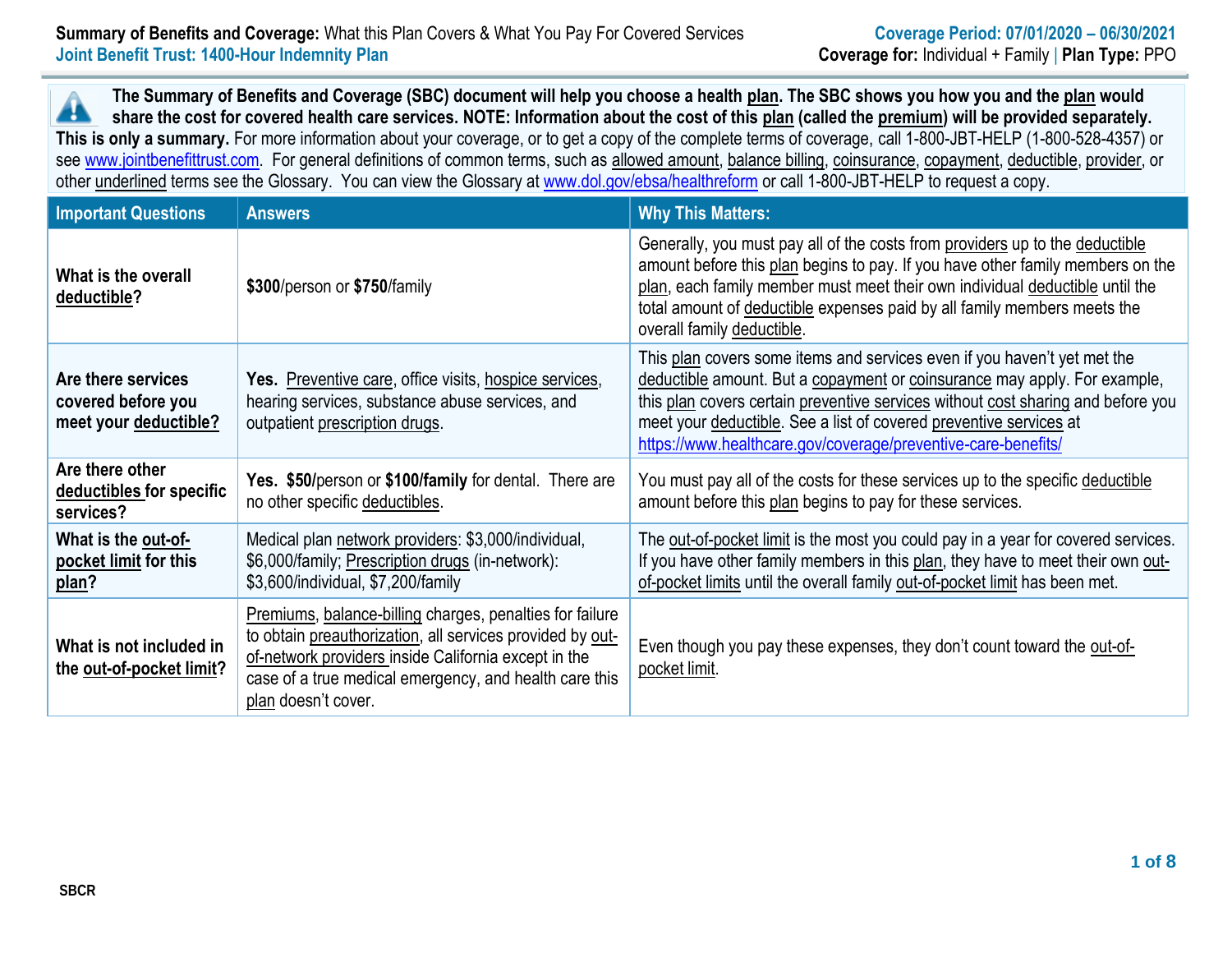**Summary of Benefits and Coverage:** What this Plan Covers & What You Pay For Covered Services
**Joint Benefit Trust: 1400-Hour Indemnity Plan**

**Coverage Period: 07/01/2020 – 06/30/2021**
**Coverage for:** Individual + Family | **Plan Type:** PPO

**The Summary of Benefits and Coverage (SBC) document will help you choose a health plan. The SBC shows you how you and the plan would share the cost for covered health care services. NOTE: Information about the cost of this plan (called the premium) will be provided separately. This is only a summary.** For more information about your coverage, or to get a copy of the complete terms of coverage, call 1-800-JBT-HELP (1-800-528-4357) or see www.jointbenefittrust.com. For general definitions of common terms, such as allowed amount, balance billing, coinsurance, copayment, deductible, provider, or other underlined terms see the Glossary. You can view the Glossary at www.dol.gov/ebsa/healthreform or call 1-800-JBT-HELP to request a copy.

| Important Questions | Answers | Why This Matters: |
|---|---|---|
| **What is the overall deductible?** | **$300**/person or **$750**/family | Generally, you must pay all of the costs from providers up to the deductible amount before this plan begins to pay. If you have other family members on the plan, each family member must meet their own individual deductible until the total amount of deductible expenses paid by all family members meets the overall family deductible. |
| **Are there services covered before you meet your deductible?** | **Yes.** Preventive care, office visits, hospice services, hearing services, substance abuse services, and outpatient prescription drugs. | This plan covers some items and services even if you haven't yet met the deductible amount. But a copayment or coinsurance may apply. For example, this plan covers certain preventive services without cost sharing and before you meet your deductible. See a list of covered preventive services at https://www.healthcare.gov/coverage/preventive-care-benefits/ |
| **Are there other deductibles for specific services?** | **Yes. $50/**person or **$100/family** for dental. There are no other specific deductibles. | You must pay all of the costs for these services up to the specific deductible amount before this plan begins to pay for these services. |
| **What is the out-of-pocket limit for this plan?** | Medical plan network providers: $3,000/individual, $6,000/family; Prescription drugs (in-network): $3,600/individual, $7,200/family | The out-of-pocket limit is the most you could pay in a year for covered services. If you have other family members in this plan, they have to meet their own out-of-pocket limits until the overall family out-of-pocket limit has been met. |
| **What is not included in the out-of-pocket limit?** | Premiums, balance-billing charges, penalties for failure to obtain preauthorization, all services provided by out-of-network providers inside California except in the case of a true medical emergency, and health care this plan doesn't cover. | Even though you pay these expenses, they don't count toward the out-of-pocket limit. |

SBCR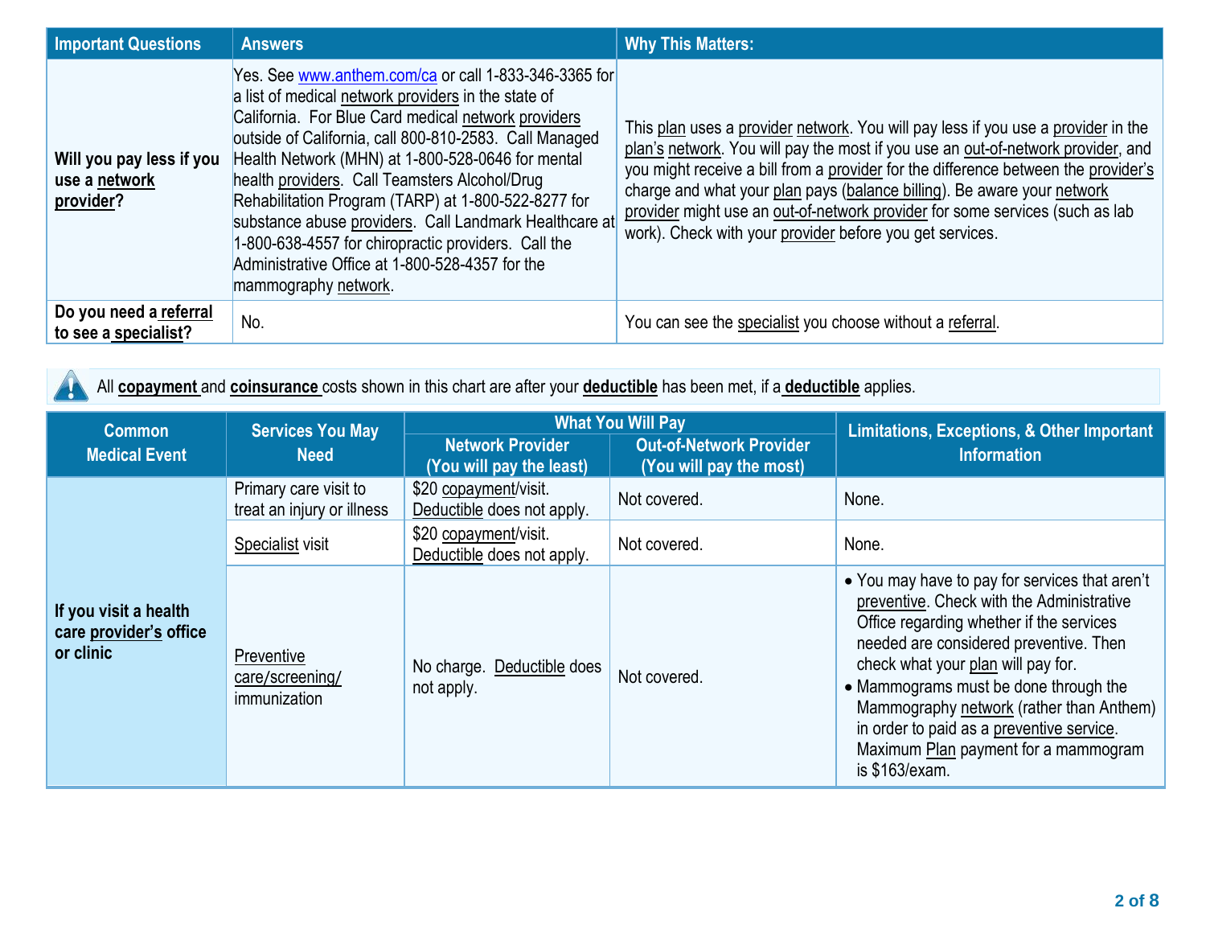| Important Questions | Answers | Why This Matters: |
|---|---|---|
| **Will you pay less if you use a network provider?** | Yes. See www.anthem.com/ca or call 1-833-346-3365 for a list of medical network providers in the state of California. For Blue Card medical network providers outside of California, call 800-810-2583. Call Managed Health Network (MHN) at 1-800-528-0646 for mental health providers. Call Teamsters Alcohol/Drug Rehabilitation Program (TARP) at 1-800-522-8277 for substance abuse providers. Call Landmark Healthcare at 1-800-638-4557 for chiropractic providers. Call the Administrative Office at 1-800-528-4357 for the mammography network. | This plan uses a provider network. You will pay less if you use a provider in the plan's network. You will pay the most if you use an out-of-network provider, and you might receive a bill from a provider for the difference between the provider's charge and what your plan pays (balance billing). Be aware your network provider might use an out-of-network provider for some services (such as lab work). Check with your provider before you get services. |
| **Do you need a referral to see a specialist?** | No. | You can see the specialist you choose without a referral. |

All **copayment** and **coinsurance** costs shown in this chart are after your **deductible** has been met, if a **deductible** applies.

| Common Medical Event | Services You May Need | What You Will Pay | | Limitations, Exceptions, & Other Important Information |
|---|---|---|---|---|
| | | Network Provider (You will pay the least) | Out-of-Network Provider (You will pay the most) | |
| **If you visit a health care provider's office or clinic** | Primary care visit to treat an injury or illness | $20 copayment/visit. Deductible does not apply. | Not covered. | None. |
| | Specialist visit | $20 copayment/visit. Deductible does not apply. | Not covered. | None. |
| | Preventive care/screening/ immunization | No charge. Deductible does not apply. | Not covered. | • You may have to pay for services that aren't preventive. Check with the Administrative Office regarding whether if the services needed are considered preventive. Then check what your plan will pay for.<br>• Mammograms must be done through the Mammography network (rather than Anthem) in order to paid as a preventive service. Maximum Plan payment for a mammogram is $163/exam. |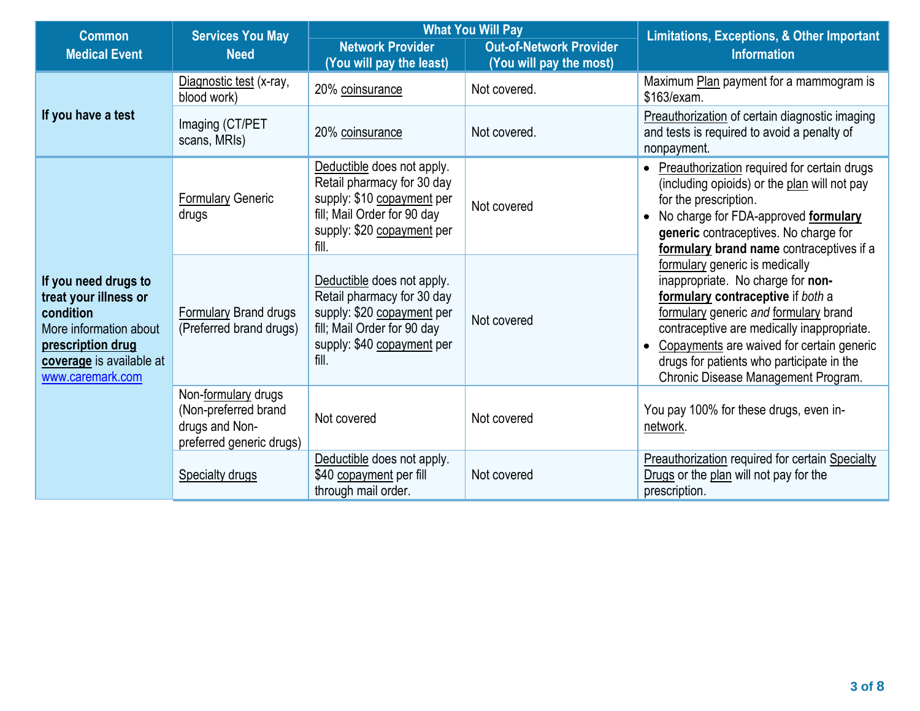| Common Medical Event | Services You May Need | What You Will Pay | | Limitations, Exceptions, & Other Important Information |
|---|---|---|---|---|
| | | Network Provider (You will pay the least) | Out-of-Network Provider (You will pay the most) | |
| **If you have a test** | Diagnostic test (x-ray, blood work) | 20% coinsurance | Not covered. | Maximum Plan payment for a mammogram is $163/exam. |
| | Imaging (CT/PET scans, MRIs) | 20% coinsurance | Not covered. | Preauthorization of certain diagnostic imaging and tests is required to avoid a penalty of nonpayment. |
| **If you need drugs to treat your illness or condition** More information about **prescription drug coverage** is available at www.caremark.com | Formulary Generic drugs | Deductible does not apply. Retail pharmacy for 30 day supply: $10 copayment per fill; Mail Order for 90 day supply: $20 copayment per fill. | Not covered | • Preauthorization required for certain drugs (including opioids) or the plan will not pay for the prescription. • No charge for FDA-approved **formulary generic** contraceptives. No charge for **formulary brand name** contraceptives if a formulary generic is medically inappropriate. No charge for **non-formulary contraceptive** if *both* a formulary generic *and* formulary brand contraceptive are medically inappropriate. • Copayments are waived for certain generic drugs for patients who participate in the Chronic Disease Management Program. |
| | Formulary Brand drugs (Preferred brand drugs) | Deductible does not apply. Retail pharmacy for 30 day supply: $20 copayment per fill; Mail Order for 90 day supply: $40 copayment per fill. | Not covered | |
| | Non-formulary drugs (Non-preferred brand drugs and Non-preferred generic drugs) | Not covered | Not covered | You pay 100% for these drugs, even in-network. |
| | Specialty drugs | Deductible does not apply. $40 copayment per fill through mail order. | Not covered | Preauthorization required for certain Specialty Drugs or the plan will not pay for the prescription. |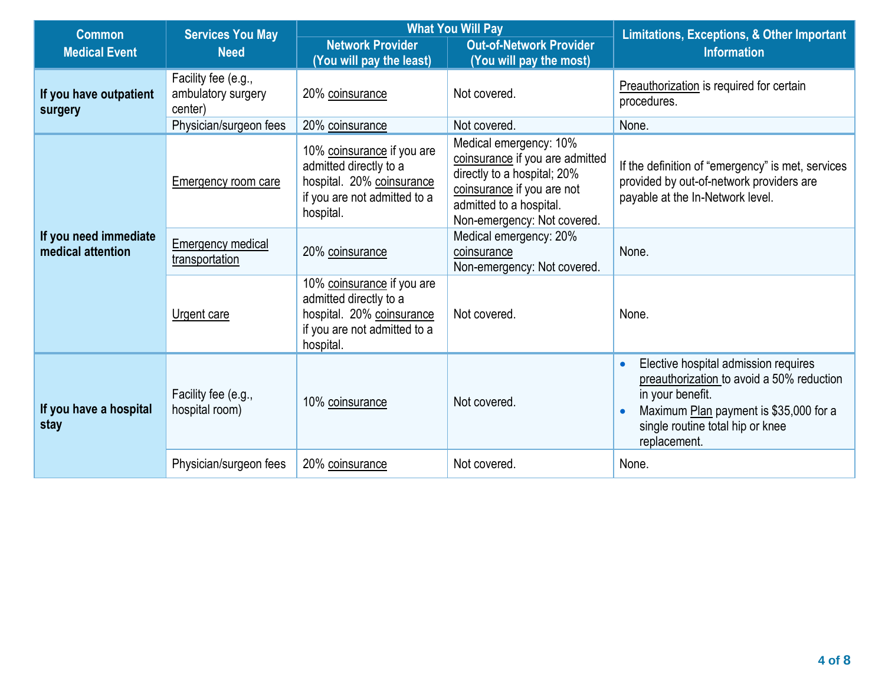| Common Medical Event | Services You May Need | What You Will Pay | | Limitations, Exceptions, & Other Important Information |
|---|---|---|---|---|
| | | Network Provider (You will pay the least) | Out-of-Network Provider (You will pay the most) | |
| **If you have outpatient surgery** | Facility fee (e.g., ambulatory surgery center) | 20% coinsurance | Not covered. | Preauthorization is required for certain procedures. |
| | Physician/surgeon fees | 20% coinsurance | Not covered. | None. |
| **If you need immediate medical attention** | Emergency room care | 10% coinsurance if you are admitted directly to a hospital. 20% coinsurance if you are not admitted to a hospital. | Medical emergency: 10% coinsurance if you are admitted directly to a hospital; 20% coinsurance if you are not admitted to a hospital. Non-emergency: Not covered. | If the definition of "emergency" is met, services provided by out-of-network providers are payable at the In-Network level. |
| | Emergency medical transportation | 20% coinsurance | Medical emergency: 20% coinsurance Non-emergency: Not covered. | None. |
| | Urgent care | 10% coinsurance if you are admitted directly to a hospital. 20% coinsurance if you are not admitted to a hospital. | Not covered. | None. |
| **If you have a hospital stay** | Facility fee (e.g., hospital room) | 10% coinsurance | Not covered. | • Elective hospital admission requires preauthorization to avoid a 50% reduction in your benefit.<br>• Maximum Plan payment is $35,000 for a single routine total hip or knee replacement. |
| | Physician/surgeon fees | 20% coinsurance | Not covered. | None. |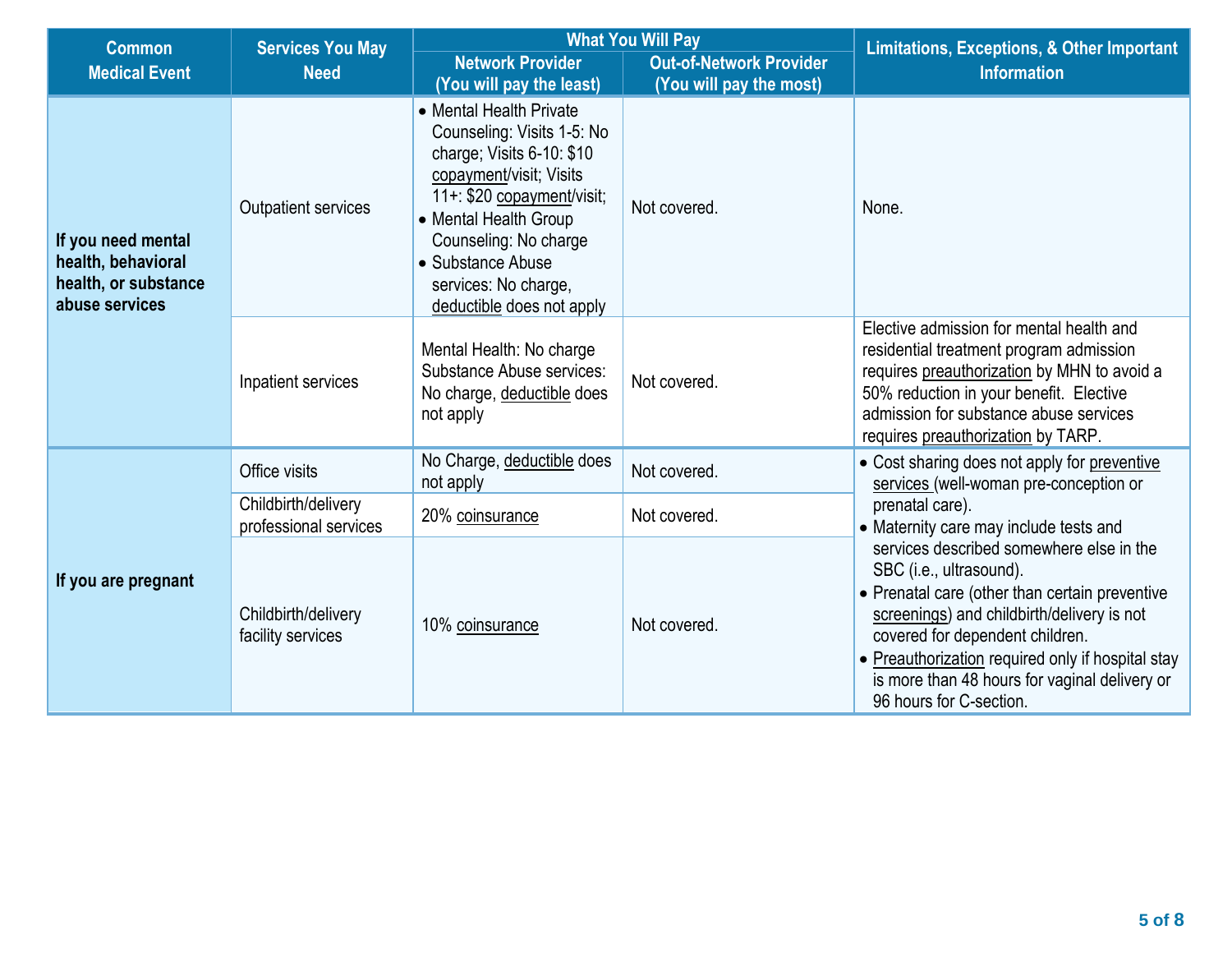| Common Medical Event | Services You May Need | What You Will Pay | | Limitations, Exceptions, & Other Important Information |
|---|---|---|---|---|
| | | Network Provider (You will pay the least) | Out-of-Network Provider (You will pay the most) | |
| If you need mental health, behavioral health, or substance abuse services | Outpatient services | • Mental Health Private Counseling: Visits 1-5: No charge; Visits 6-10: $10 copayment/visit; Visits 11+: $20 copayment/visit; • Mental Health Group Counseling: No charge • Substance Abuse services: No charge, deductible does not apply | Not covered. | None. |
| | Inpatient services | Mental Health: No charge Substance Abuse services: No charge, deductible does not apply | Not covered. | Elective admission for mental health and residential treatment program admission requires preauthorization by MHN to avoid a 50% reduction in your benefit. Elective admission for substance abuse services requires preauthorization by TARP. |
| If you are pregnant | Office visits | No Charge, deductible does not apply | Not covered. | • Cost sharing does not apply for preventive services (well-woman pre-conception or prenatal care). • Maternity care may include tests and services described somewhere else in the SBC (i.e., ultrasound). • Prenatal care (other than certain preventive screenings) and childbirth/delivery is not covered for dependent children. • Preauthorization required only if hospital stay is more than 48 hours for vaginal delivery or 96 hours for C-section. |
| | Childbirth/delivery professional services | 20% coinsurance | Not covered. | |
| | Childbirth/delivery facility services | 10% coinsurance | Not covered. | |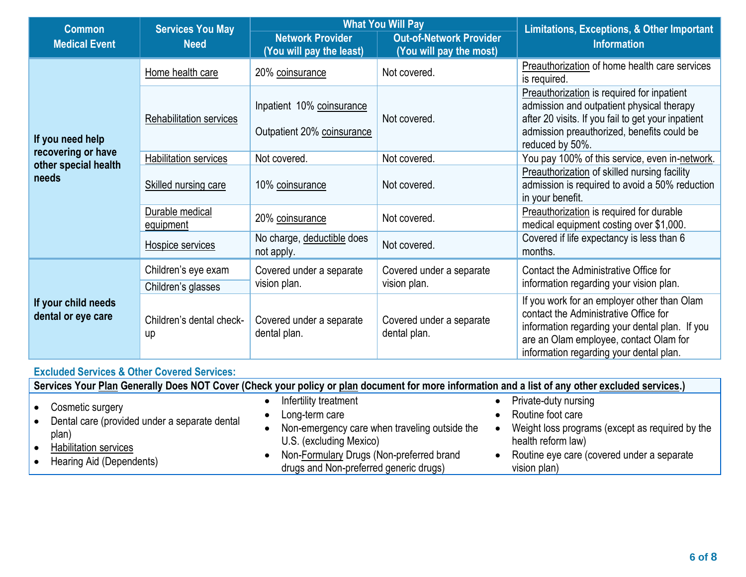| Common Medical Event | Services You May Need | What You Will Pay | | Limitations, Exceptions, & Other Important Information |
|---|---|---|---|---|
| | | Network Provider (You will pay the least) | Out-of-Network Provider (You will pay the most) | |
| If you need help recovering or have other special health needs | Home health care | 20% coinsurance | Not covered. | Preauthorization of home health care services is required. |
| | Rehabilitation services | Inpatient 10% coinsurance<br><br>Outpatient 20% coinsurance | Not covered. | Preauthorization is required for inpatient admission and outpatient physical therapy after 20 visits. If you fail to get your inpatient admission preauthorized, benefits could be reduced by 50%. |
| | Habilitation services | Not covered. | Not covered. | You pay 100% of this service, even in-network. |
| | Skilled nursing care | 10% coinsurance | Not covered. | Preauthorization of skilled nursing facility admission is required to avoid a 50% reduction in your benefit. |
| | Durable medical equipment | 20% coinsurance | Not covered. | Preauthorization is required for durable medical equipment costing over $1,000. |
| | Hospice services | No charge, deductible does not apply. | Not covered. | Covered if life expectancy is less than 6 months. |
| If your child needs dental or eye care | Children's eye exam<br>Children's glasses | Covered under a separate vision plan. | Covered under a separate vision plan. | Contact the Administrative Office for information regarding your vision plan. |
| | Children's dental check-up | Covered under a separate dental plan. | Covered under a separate dental plan. | If you work for an employer other than Olam contact the Administrative Office for information regarding your dental plan. If you are an Olam employee, contact Olam for information regarding your dental plan. |

## Excluded Services & Other Covered Services:

**Services Your Plan Generally Does NOT Cover (Check your policy or plan document for more information and a list of any other excluded services.)**

- Cosmetic surgery
- Dental care (provided under a separate dental plan)
- Habilitation services
- Hearing Aid (Dependents)
- Infertility treatment
- Long-term care
- Non-emergency care when traveling outside the U.S. (excluding Mexico)
- Non-Formulary Drugs (Non-preferred brand drugs and Non-preferred generic drugs)
- Private-duty nursing
- Routine foot care
- Weight loss programs (except as required by the health reform law)
- Routine eye care (covered under a separate vision plan)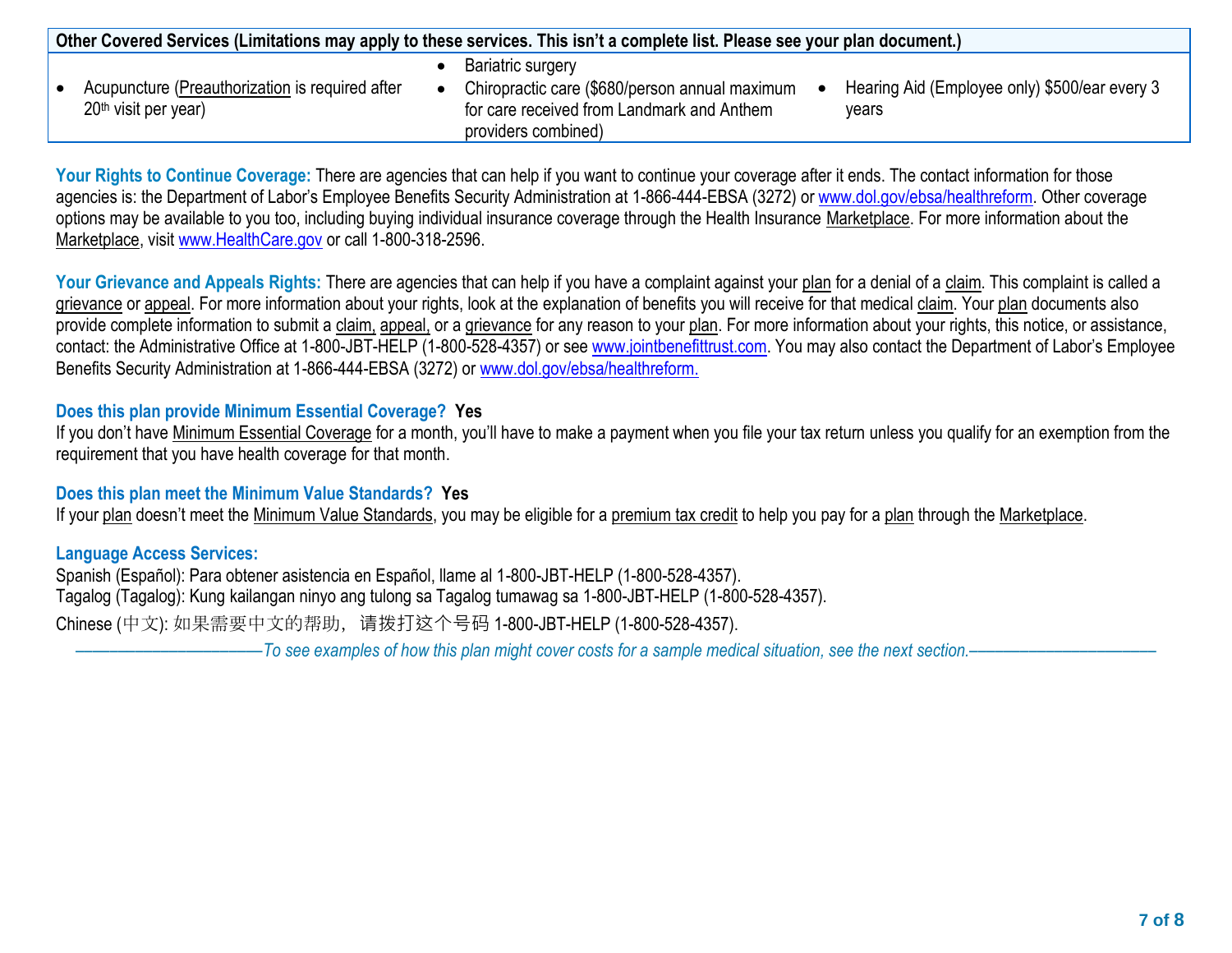| Other Covered Services (Limitations may apply to these services. This isn't a complete list. Please see your plan document.) | | |
|---|---|---|
| • Acupuncture (Preauthorization is required after 20th visit per year) | • Bariatric surgery<br>• Chiropractic care ($680/person annual maximum for care received from Landmark and Anthem providers combined) | • Hearing Aid (Employee only) $500/ear every 3 years |

**Your Rights to Continue Coverage:** There are agencies that can help if you want to continue your coverage after it ends. The contact information for those agencies is: the Department of Labor's Employee Benefits Security Administration at 1-866-444-EBSA (3272) or www.dol.gov/ebsa/healthreform. Other coverage options may be available to you too, including buying individual insurance coverage through the Health Insurance Marketplace. For more information about the Marketplace, visit www.HealthCare.gov or call 1-800-318-2596.

**Your Grievance and Appeals Rights:** There are agencies that can help if you have a complaint against your plan for a denial of a claim. This complaint is called a grievance or appeal. For more information about your rights, look at the explanation of benefits you will receive for that medical claim. Your plan documents also provide complete information to submit a claim, appeal, or a grievance for any reason to your plan. For more information about your rights, this notice, or assistance, contact: the Administrative Office at 1-800-JBT-HELP (1-800-528-4357) or see www.jointbenefittrust.com. You may also contact the Department of Labor's Employee Benefits Security Administration at 1-866-444-EBSA (3272) or www.dol.gov/ebsa/healthreform.

**Does this plan provide Minimum Essential Coverage? Yes**

If you don't have Minimum Essential Coverage for a month, you'll have to make a payment when you file your tax return unless you qualify for an exemption from the requirement that you have health coverage for that month.

**Does this plan meet the Minimum Value Standards? Yes**

If your plan doesn't meet the Minimum Value Standards, you may be eligible for a premium tax credit to help you pay for a plan through the Marketplace.

**Language Access Services:**

Spanish (Español): Para obtener asistencia en Español, llame al 1-800-JBT-HELP (1-800-528-4357).

Tagalog (Tagalog): Kung kailangan ninyo ang tulong sa Tagalog tumawag sa 1-800-JBT-HELP (1-800-528-4357).

Chinese (中文): 如果需要中文的帮助，请拨打这个号码 1-800-JBT-HELP (1-800-528-4357).

*——————————To see examples of how this plan might cover costs for a sample medical situation, see the next section.——————————*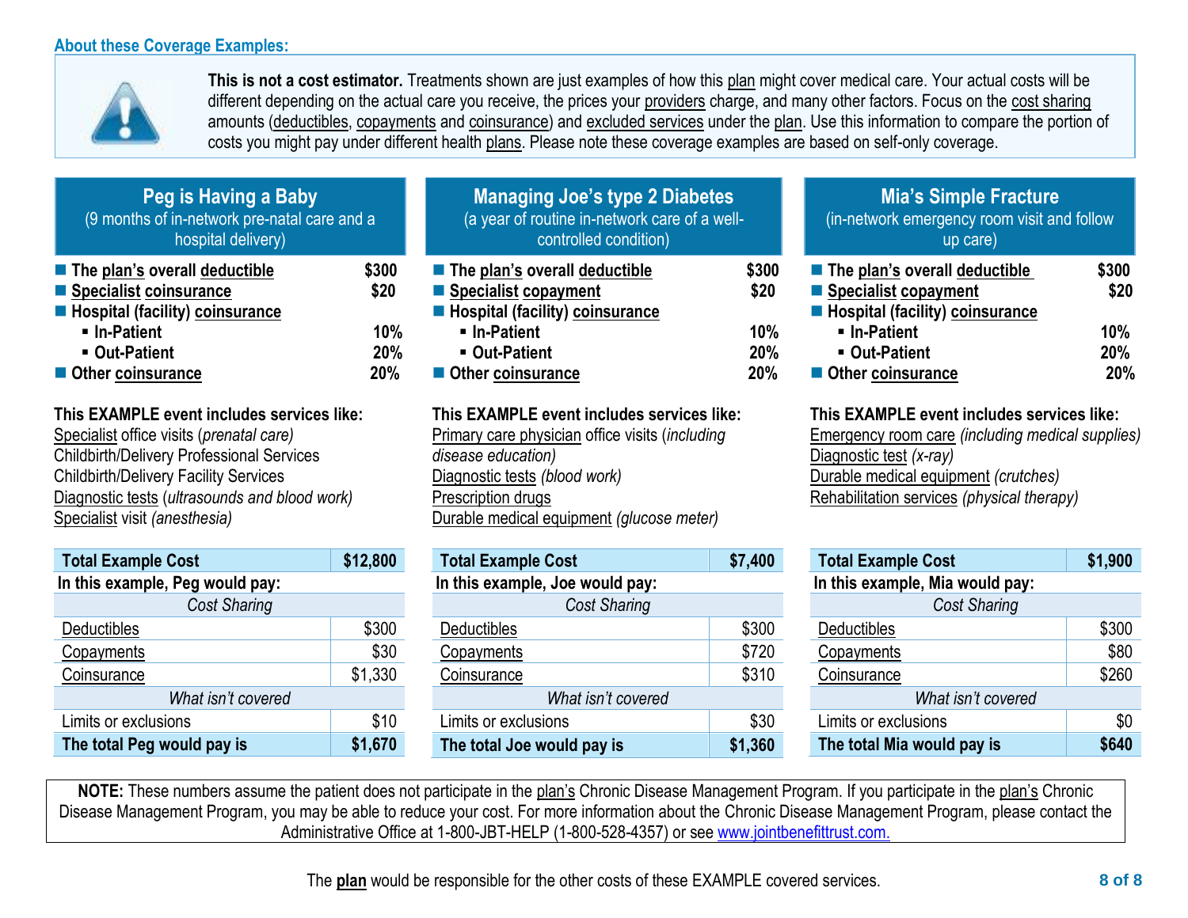### About these Coverage Examples:

**This is not a cost estimator.** Treatments shown are just examples of how this plan might cover medical care. Your actual costs will be different depending on the actual care you receive, the prices your providers charge, and many other factors. Focus on the cost sharing amounts (deductibles, copayments and coinsurance) and excluded services under the plan. Use this information to compare the portion of costs you might pay under different health plans. Please note these coverage examples are based on self-only coverage.

## Peg is Having a Baby

(9 months of in-network pre-natal care and a hospital delivery)

| | |
|---|---|
| **The plan's overall deductible** | **$300** |
| **Specialist coinsurance** | **$20** |
| **Hospital (facility) coinsurance** | |
| ▪ **In-Patient** | **10%** |
| ▪ **Out-Patient** | **20%** |
| **Other coinsurance** | **20%** |

**This EXAMPLE event includes services like:**
Specialist office visits (*prenatal care)*
Childbirth/Delivery Professional Services
Childbirth/Delivery Facility Services
Diagnostic tests (*ultrasounds and blood work)*
Specialist visit *(anesthesia)*

| **Total Example Cost** | **$12,800** |
|---|---|
| **In this example, Peg would pay:** | |
| *Cost Sharing* | |
| Deductibles | $300 |
| Copayments | $30 |
| Coinsurance | $1,330 |
| *What isn't covered* | |
| Limits or exclusions | $10 |
| **The total Peg would pay is** | **$1,670** |

## Managing Joe's type 2 Diabetes

(a year of routine in-network care of a well-controlled condition)

| | |
|---|---|
| **The plan's overall deductible** | **$300** |
| **Specialist copayment** | **$20** |
| **Hospital (facility) coinsurance** | |
| ▪ **In-Patient** | **10%** |
| ▪ **Out-Patient** | **20%** |
| **Other coinsurance** | **20%** |

**This EXAMPLE event includes services like:**
Primary care physician office visits (*including disease education)*
Diagnostic tests *(blood work)*
Prescription drugs
Durable medical equipment *(glucose meter)*

| **Total Example Cost** | **$7,400** |
|---|---|
| **In this example, Joe would pay:** | |
| *Cost Sharing* | |
| Deductibles | $300 |
| Copayments | $720 |
| Coinsurance | $310 |
| *What isn't covered* | |
| Limits or exclusions | $30 |
| **The total Joe would pay is** | **$1,360** |

## Mia's Simple Fracture

(in-network emergency room visit and follow up care)

| | |
|---|---|
| **The plan's overall deductible** | **$300** |
| **Specialist copayment** | **$20** |
| **Hospital (facility) coinsurance** | |
| ▪ **In-Patient** | **10%** |
| ▪ **Out-Patient** | **20%** |
| **Other coinsurance** | **20%** |

**This EXAMPLE event includes services like:**
Emergency room care *(including medical supplies)*
Diagnostic test *(x-ray)*
Durable medical equipment *(crutches)*
Rehabilitation services *(physical therapy)*

| **Total Example Cost** | **$1,900** |
|---|---|
| **In this example, Mia would pay:** | |
| *Cost Sharing* | |
| Deductibles | $300 |
| Copayments | $80 |
| Coinsurance | $260 |
| *What isn't covered* | |
| Limits or exclusions | $0 |
| **The total Mia would pay is** | **$640** |

**NOTE:** These numbers assume the patient does not participate in the plan's Chronic Disease Management Program. If you participate in the plan's Chronic Disease Management Program, you may be able to reduce your cost. For more information about the Chronic Disease Management Program, please contact the Administrative Office at 1-800-JBT-HELP (1-800-528-4357) or see www.jointbenefittrust.com.

The **plan** would be responsible for the other costs of these EXAMPLE covered services.